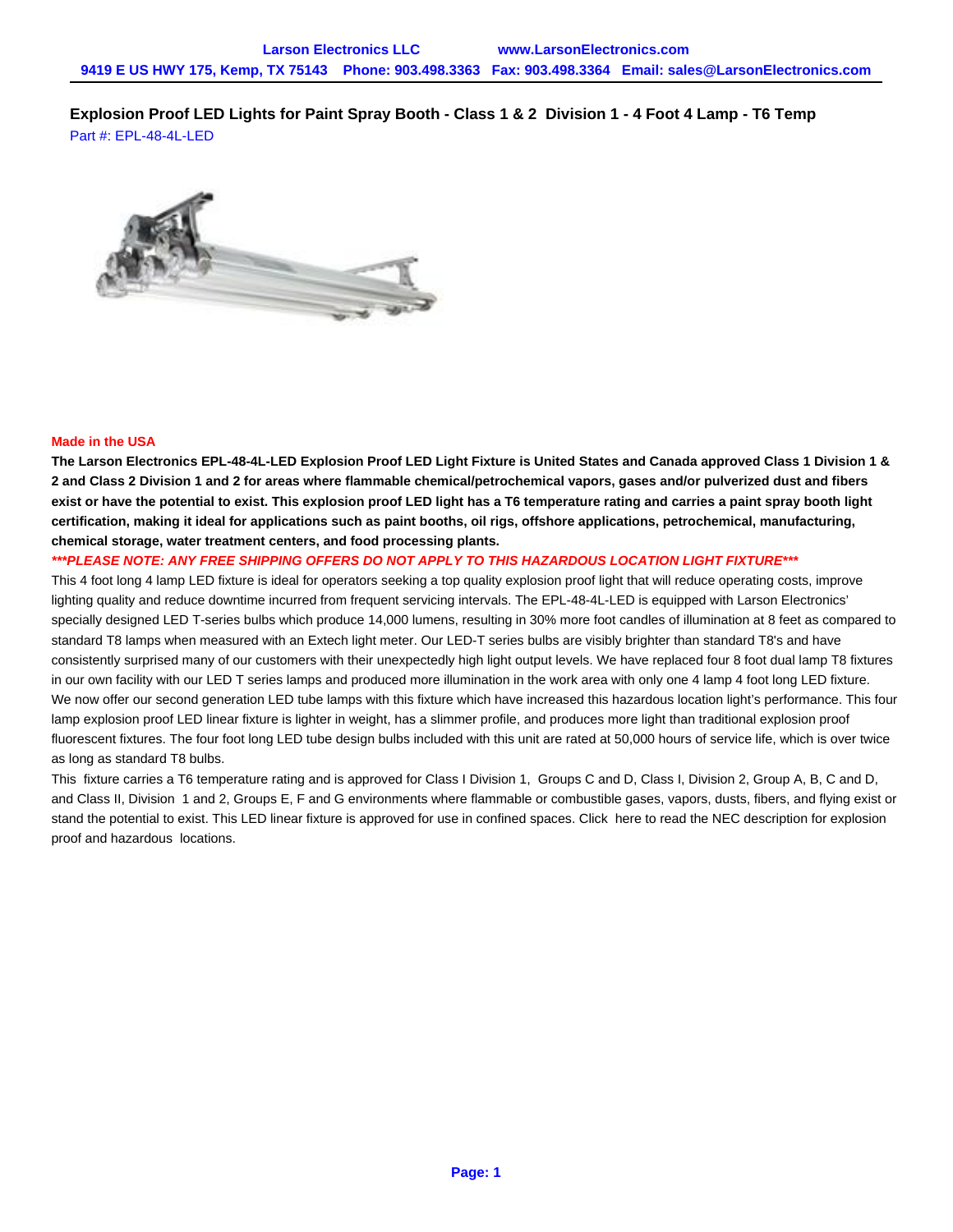# Explosion Proof LED Lights for Paint Spray Booth - Class 1 & 2 Division 1 - 4 Foot 4 Lamp - T6 Temp

Part #: EPL-48-4L-LED

**Made in the USA**

**The Larson Electronics EPL-48-4L-LED Explosion Proof LED Light Fixture is United States and Canada approved Class 1 Division 1 & 2 and Class 2 Division 1 and 2 for areas where flammable chemical/petrochemical vapors, gases and/or pulverized dust and fibers exist or have the potential to exist. This explosion proof LED light has a T6 temperature rating and carries a paint spray booth light certification, making it ideal for applications such as paint booths, oil rigs, offshore applications, petrochemical, manufacturing, chemical storage, water treatment centers, and food processing plants.**

***\*\*\*PLEASE NOTE: ANY FREE SHIPPING OFFERS DO NOT APPLY TO THIS HAZARDOUS LOCATION LIGHT FIXTURE\*\*\****

This 4 foot long 4 lamp LED fixture is ideal for operators seeking a top quality explosion proof light that will reduce operating costs, improve lighting quality and reduce downtime incurred from frequent servicing intervals. The EPL-48-4L-LED is equipped with Larson Electronics' specially designed LED T-series bulbs which produce 14,000 lumens, resulting in 30% more foot candles of illumination at 8 feet as compared to standard T8 lamps when measured with an Extech light meter. Our LED-T series bulbs are visibly brighter than standard T8's and have consistently surprised many of our customers with their unexpectedly high light output levels. We have replaced four 8 foot dual lamp T8 fixtures in our own facility with our LED T series lamps and produced more illumination in the work area with only one 4 lamp 4 foot long LED fixture. We now offer our second generation LED tube lamps with this fixture which have increased this hazardous location light's performance. This four lamp explosion proof LED linear fixture is lighter in weight, has a slimmer profile, and produces more light than traditional explosion proof fluorescent fixtures. The four foot long LED tube design bulbs included with this unit are rated at 50,000 hours of service life, which is over twice as long as standard T8 bulbs.

This fixture carries a T6 temperature rating and is approved for Class I Division 1, Groups C and D, Class I, Division 2, Group A, B, C and D, and Class II, Division 1 and 2, Groups E, F and G environments where flammable or combustible gases, vapors, dusts, fibers, and flying exist or stand the potential to exist. This LED linear fixture is approved for use in confined spaces. Click here to read the NEC description for explosion proof and hazardous locations.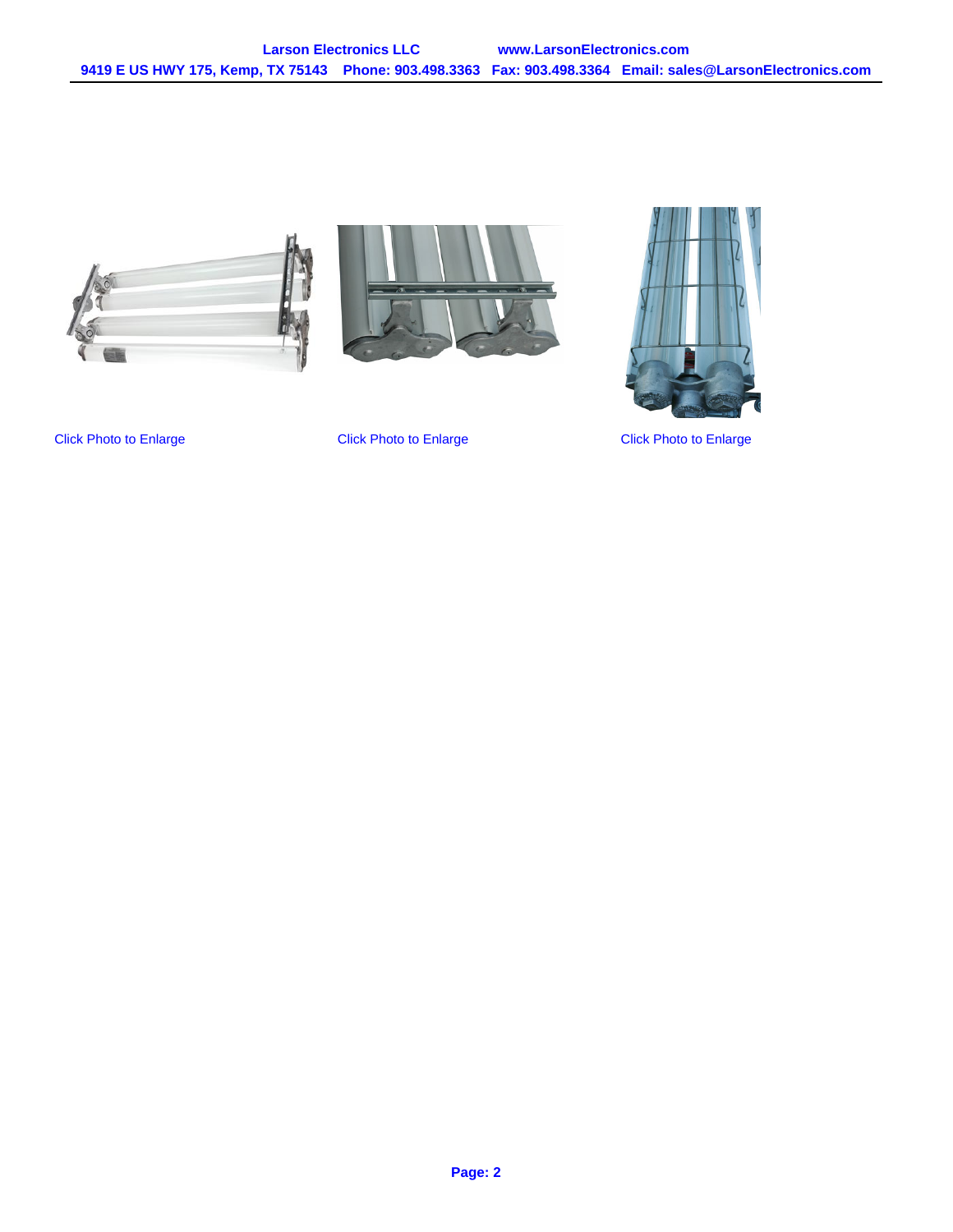Click Photo to Enlarge

Click Photo to Enlarge

Click Photo to Enlarge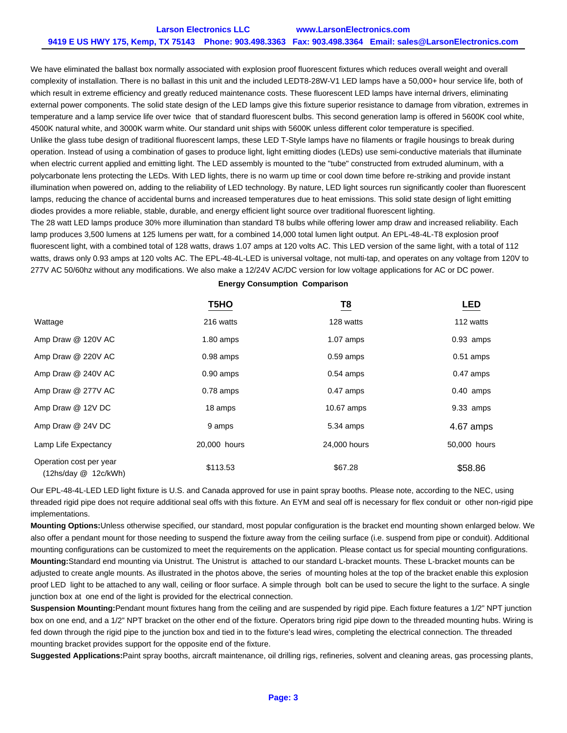We have eliminated the ballast box normally associated with explosion proof fluorescent fixtures which reduces overall weight and overall complexity of installation. There is no ballast in this unit and the included LEDT8-28W-V1 LED lamps have a 50,000+ hour service life, both of which result in extreme efficiency and greatly reduced maintenance costs. These fluorescent LED lamps have internal drivers, eliminating external power components. The solid state design of the LED lamps give this fixture superior resistance to damage from vibration, extremes in temperature and a lamp service life over twice that of standard fluorescent bulbs. This second generation lamp is offered in 5600K cool white, 4500K natural white, and 3000K warm white. Our standard unit ships with 5600K unless different color temperature is specified.
Unlike the glass tube design of traditional fluorescent lamps, these LED T-Style lamps have no filaments or fragile housings to break during operation. Instead of using a combination of gases to produce light, light emitting diodes (LEDs) use semi-conductive materials that illuminate when electric current applied and emitting light. The LED assembly is mounted to the "tube" constructed from extruded aluminum, with a polycarbonate lens protecting the LEDs. With LED lights, there is no warm up time or cool down time before re-striking and provide instant illumination when powered on, adding to the reliability of LED technology. By nature, LED light sources run significantly cooler than fluorescent lamps, reducing the chance of accidental burns and increased temperatures due to heat emissions. This solid state design of light emitting diodes provides a more reliable, stable, durable, and energy efficient light source over traditional fluorescent lighting.
The 28 watt LED lamps produce 30% more illumination than standard T8 bulbs while offering lower amp draw and increased reliability. Each lamp produces 3,500 lumens at 125 lumens per watt, for a combined 14,000 total lumen light output. An EPL-48-4L-T8 explosion proof fluorescent light, with a combined total of 128 watts, draws 1.07 amps at 120 volts AC. This LED version of the same light, with a total of 112 watts, draws only 0.93 amps at 120 volts AC. The EPL-48-4L-LED is universal voltage, not multi-tap, and operates on any voltage from 120V to 277V AC 50/60hz without any modifications. We also make a 12/24V AC/DC version for low voltage applications for AC or DC power.

**Energy Consumption Comparison**

| | T5HO | T8 | LED |
|---|---|---|---|
| Wattage | 216 watts | 128 watts | 112 watts |
| Amp Draw @ 120V AC | 1.80 amps | 1.07 amps | 0.93 amps |
| Amp Draw @ 220V AC | 0.98 amps | 0.59 amps | 0.51 amps |
| Amp Draw @ 240V AC | 0.90 amps | 0.54 amps | 0.47 amps |
| Amp Draw @ 277V AC | 0.78 amps | 0.47 amps | 0.40 amps |
| Amp Draw @ 12V DC | 18 amps | 10.67 amps | 9.33 amps |
| Amp Draw @ 24V DC | 9 amps | 5.34 amps | 4.67 amps |
| Lamp Life Expectancy | 20,000 hours | 24,000 hours | 50,000 hours |
| Operation cost per year (12hs/day @ 12c/kWh) | $113.53 | $67.28 | $58.86 |

Our EPL-48-4L-LED LED light fixture is U.S. and Canada approved for use in paint spray booths. Please note, according to the NEC, using threaded rigid pipe does not require additional seal offs with this fixture. An EYM and seal off is necessary for flex conduit or other non-rigid pipe implementations.

**Mounting Options:**Unless otherwise specified, our standard, most popular configuration is the bracket end mounting shown enlarged below. We also offer a pendant mount for those needing to suspend the fixture away from the ceiling surface (i.e. suspend from pipe or conduit). Additional mounting configurations can be customized to meet the requirements on the application. Please contact us for special mounting configurations.

**Mounting:**Standard end mounting via Unistrut. The Unistrut is attached to our standard L-bracket mounts. These L-bracket mounts can be adjusted to create angle mounts. As illustrated in the photos above, the series of mounting holes at the top of the bracket enable this explosion proof LED light to be attached to any wall, ceiling or floor surface. A simple through bolt can be used to secure the light to the surface. A single junction box at one end of the light is provided for the electrical connection.

**Suspension Mounting:**Pendant mount fixtures hang from the ceiling and are suspended by rigid pipe. Each fixture features a 1/2" NPT junction box on one end, and a 1/2" NPT bracket on the other end of the fixture. Operators bring rigid pipe down to the threaded mounting hubs. Wiring is fed down through the rigid pipe to the junction box and tied in to the fixture's lead wires, completing the electrical connection. The threaded mounting bracket provides support for the opposite end of the fixture.

**Suggested Applications:**Paint spray booths, aircraft maintenance, oil drilling rigs, refineries, solvent and cleaning areas, gas processing plants,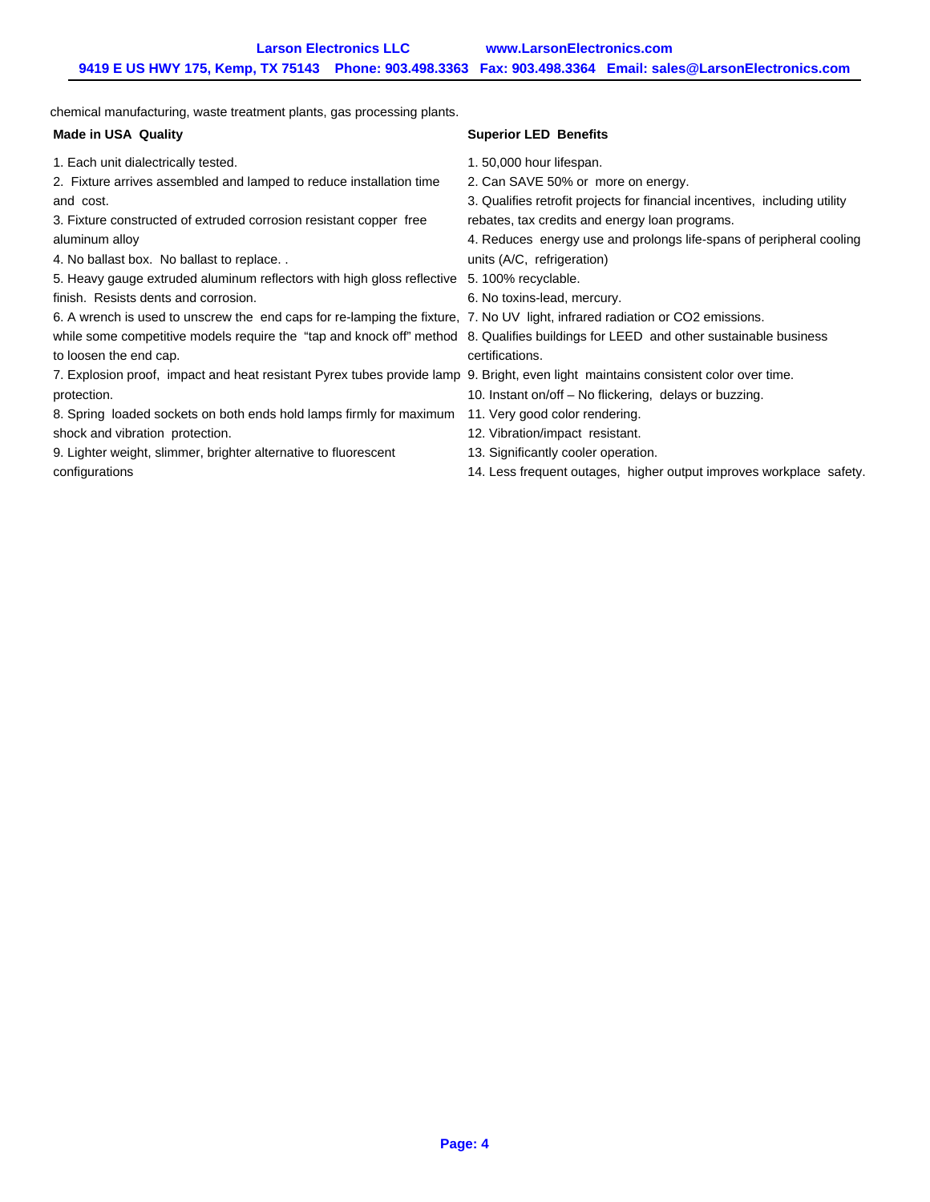chemical manufacturing, waste treatment plants, gas processing plants.

**Made in USA Quality**

1. Each unit dialectrically tested.
2. Fixture arrives assembled and lamped to reduce installation time and cost.
3. Fixture constructed of extruded corrosion resistant copper free aluminum alloy
4. No ballast box. No ballast to replace. .
5. Heavy gauge extruded aluminum reflectors with high gloss reflective finish. Resists dents and corrosion.
6. A wrench is used to unscrew the end caps for re-lamping the fixture, while some competitive models require the "tap and knock off" method to loosen the end cap.
7. Explosion proof, impact and heat resistant Pyrex tubes provide lamp protection.
8. Spring loaded sockets on both ends hold lamps firmly for maximum shock and vibration protection.
9. Lighter weight, slimmer, brighter alternative to fluorescent configurations

**Superior LED Benefits**

1. 50,000 hour lifespan.
2. Can SAVE 50% or more on energy.
3. Qualifies retrofit projects for financial incentives, including utility rebates, tax credits and energy loan programs.
4. Reduces energy use and prolongs life-spans of peripheral cooling units (A/C, refrigeration)
5. 100% recyclable.
6. No toxins-lead, mercury.
7. No UV light, infrared radiation or $CO_2$ emissions.
8. Qualifies buildings for LEED and other sustainable business certifications.
9. Bright, even light maintains consistent color over time.
10. Instant on/off – No flickering, delays or buzzing.
11. Very good color rendering.
12. Vibration/impact resistant.
13. Significantly cooler operation.
14. Less frequent outages, higher output improves workplace safety.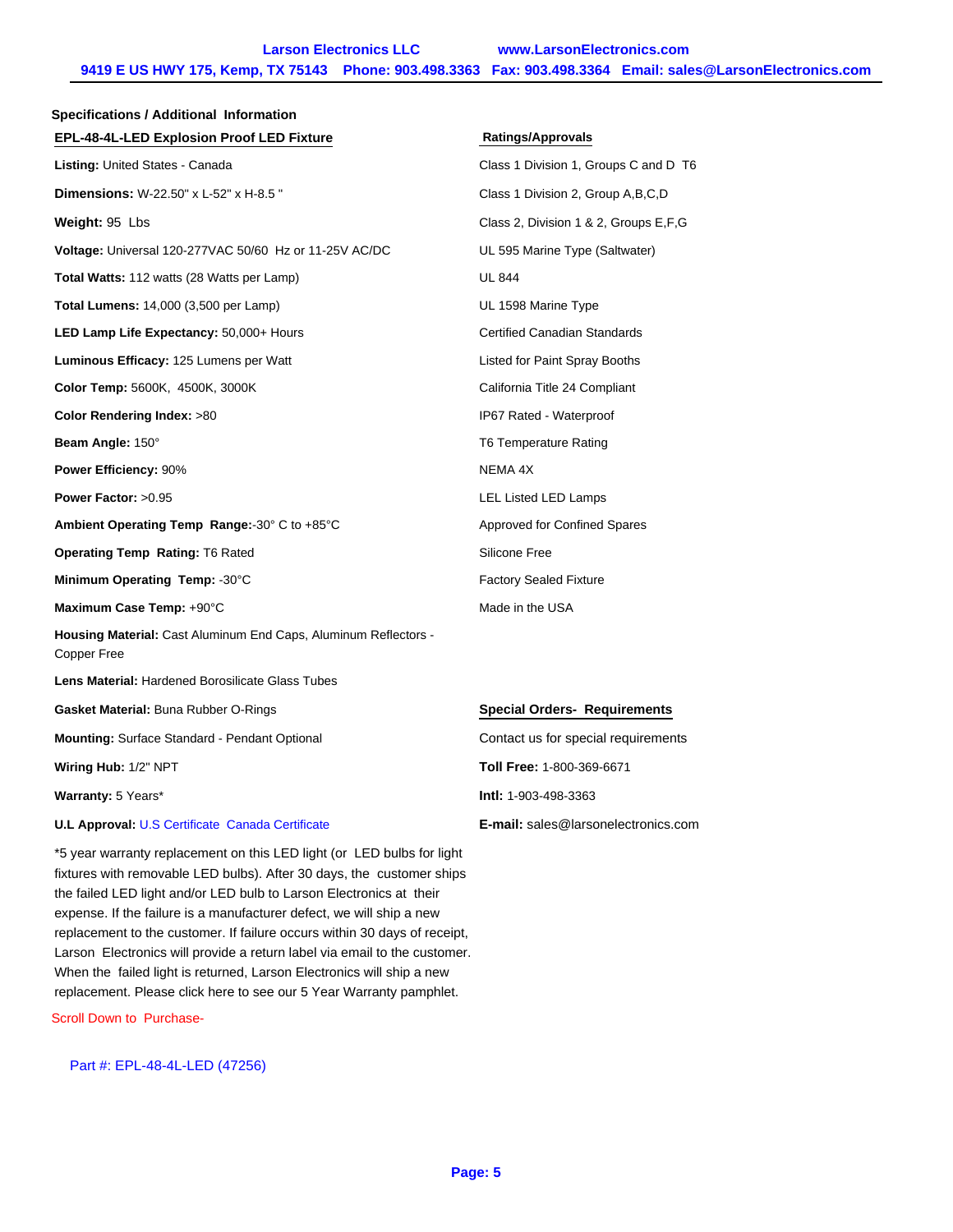## Specifications / Additional Information

### EPL-48-4L-LED Explosion Proof LED Fixture

**Listing:** United States - Canada

**Dimensions:** W-22.50" x L-52" x H-8.5 "

**Weight:** 95 Lbs

**Voltage:** Universal 120-277VAC 50/60 Hz or 11-25V AC/DC

**Total Watts:** 112 watts (28 Watts per Lamp)

**Total Lumens:** 14,000 (3,500 per Lamp)

**LED Lamp Life Expectancy:** 50,000+ Hours

**Luminous Efficacy:** 125 Lumens per Watt

**Color Temp:** 5600K, 4500K, 3000K

**Color Rendering Index:** >80

**Beam Angle:** 150°

**Power Efficiency:** 90%

**Power Factor:** >0.95

**Ambient Operating Temp Range:**-30° C to +85°C

**Operating Temp Rating:** T6 Rated

**Minimum Operating Temp:** -30°C

**Maximum Case Temp:** +90°C

**Housing Material:** Cast Aluminum End Caps, Aluminum Reflectors - Copper Free

**Lens Material:** Hardened Borosilicate Glass Tubes

**Gasket Material:** Buna Rubber O-Rings

**Mounting:** Surface Standard - Pendant Optional

**Wiring Hub:** 1/2" NPT

**Warranty:** 5 Years*

**U.L Approval:** U.S Certificate Canada Certificate

*5 year warranty replacement on this LED light (or LED bulbs for light fixtures with removable LED bulbs). After 30 days, the customer ships the failed LED light and/or LED bulb to Larson Electronics at their expense. If the failure is a manufacturer defect, we will ship a new replacement to the customer. If failure occurs within 30 days of receipt, Larson Electronics will provide a return label via email to the customer. When the failed light is returned, Larson Electronics will ship a new replacement. Please click here to see our 5 Year Warranty pamphlet.

### Ratings/Approvals

Class 1 Division 1, Groups C and D T6

Class 1 Division 2, Group A,B,C,D

Class 2, Division 1 & 2, Groups E,F,G

UL 595 Marine Type (Saltwater)

UL 844

UL 1598 Marine Type

Certified Canadian Standards

Listed for Paint Spray Booths

California Title 24 Compliant

IP67 Rated - Waterproof

T6 Temperature Rating

NEMA 4X

LEL Listed LED Lamps

Approved for Confined Spares

Silicone Free

Factory Sealed Fixture

Made in the USA

### Special Orders- Requirements

Contact us for special requirements

**Toll Free:** 1-800-369-6671

**Intl:** 1-903-498-3363

**E-mail:** sales@larsonelectronics.com

Scroll Down to Purchase-

Part #: EPL-48-4L-LED (47256)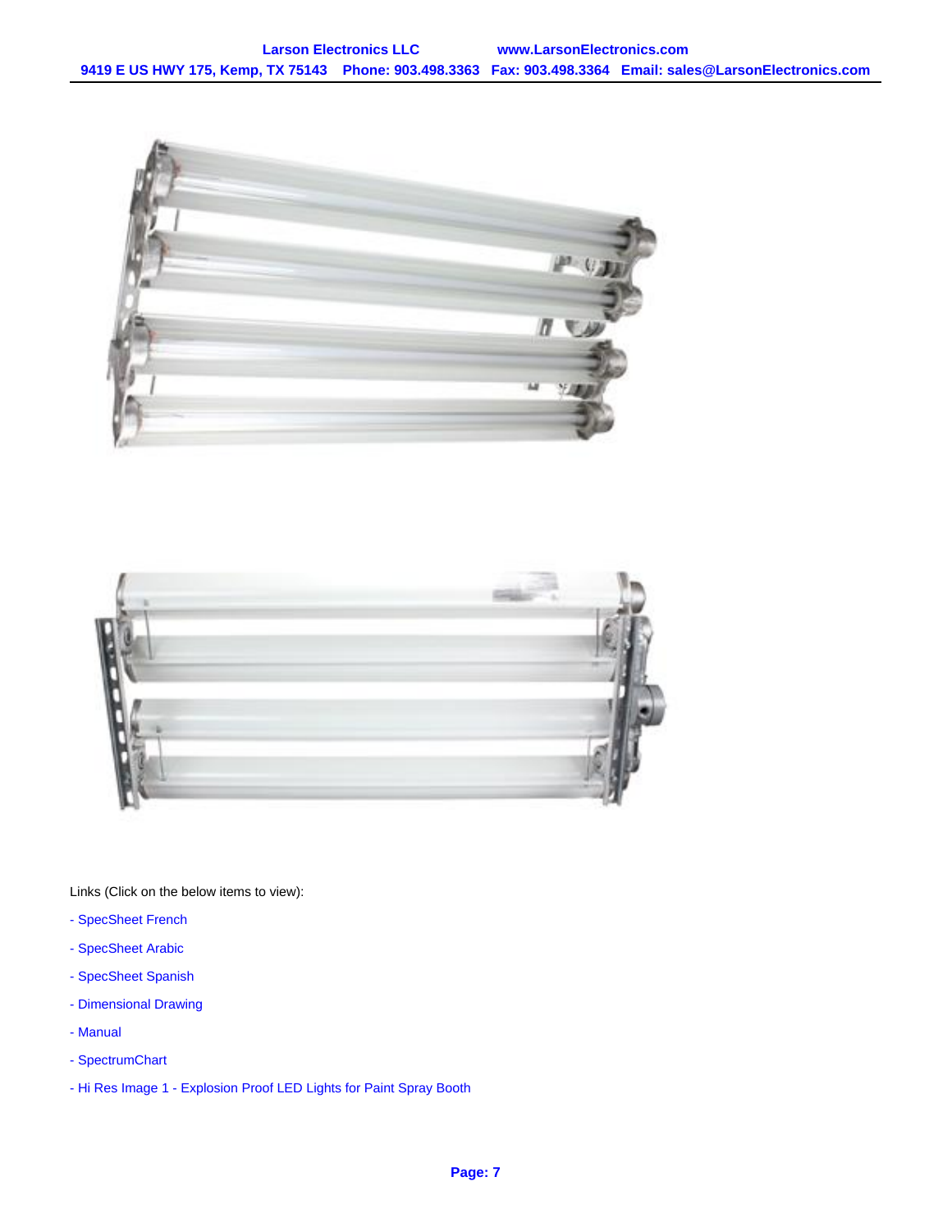Links (Click on the below items to view):

- SpecSheet French
- SpecSheet Arabic
- SpecSheet Spanish
- Dimensional Drawing
- Manual
- SpectrumChart
- Hi Res Image 1 - Explosion Proof LED Lights for Paint Spray Booth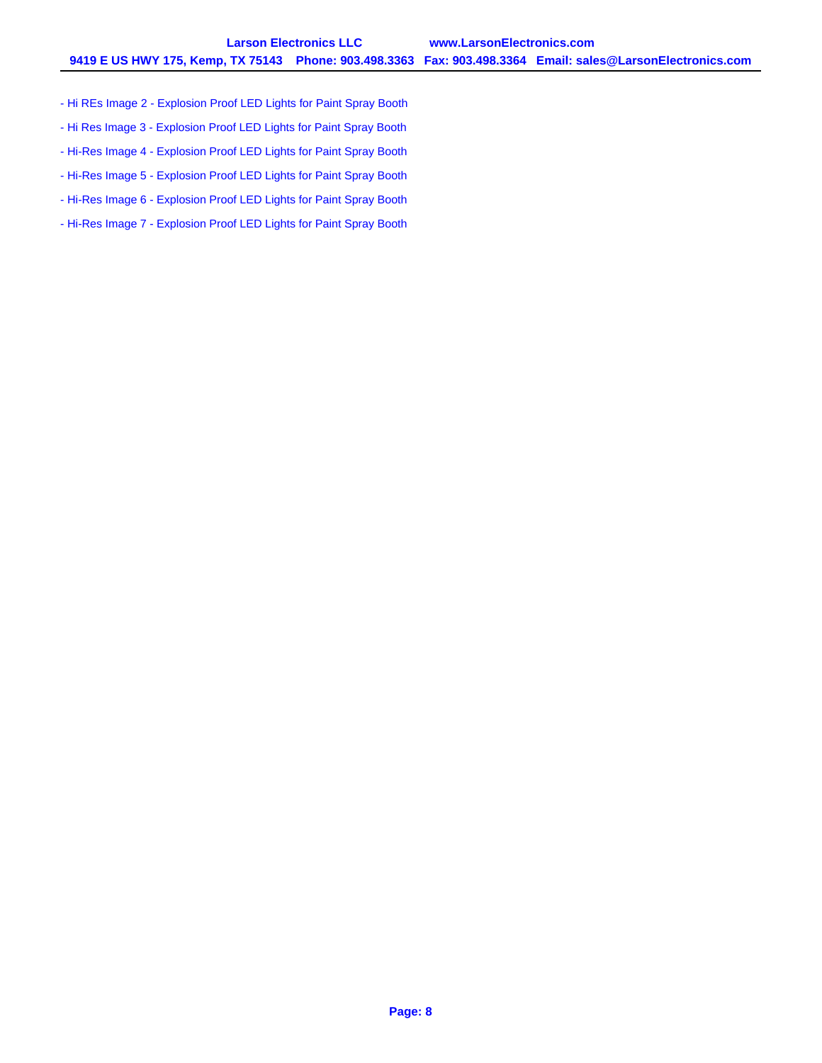- Hi REs Image 2 - Explosion Proof LED Lights for Paint Spray Booth
- Hi Res Image 3 - Explosion Proof LED Lights for Paint Spray Booth
- Hi-Res Image 4 - Explosion Proof LED Lights for Paint Spray Booth
- Hi-Res Image 5 - Explosion Proof LED Lights for Paint Spray Booth
- Hi-Res Image 6 - Explosion Proof LED Lights for Paint Spray Booth
- Hi-Res Image 7 - Explosion Proof LED Lights for Paint Spray Booth